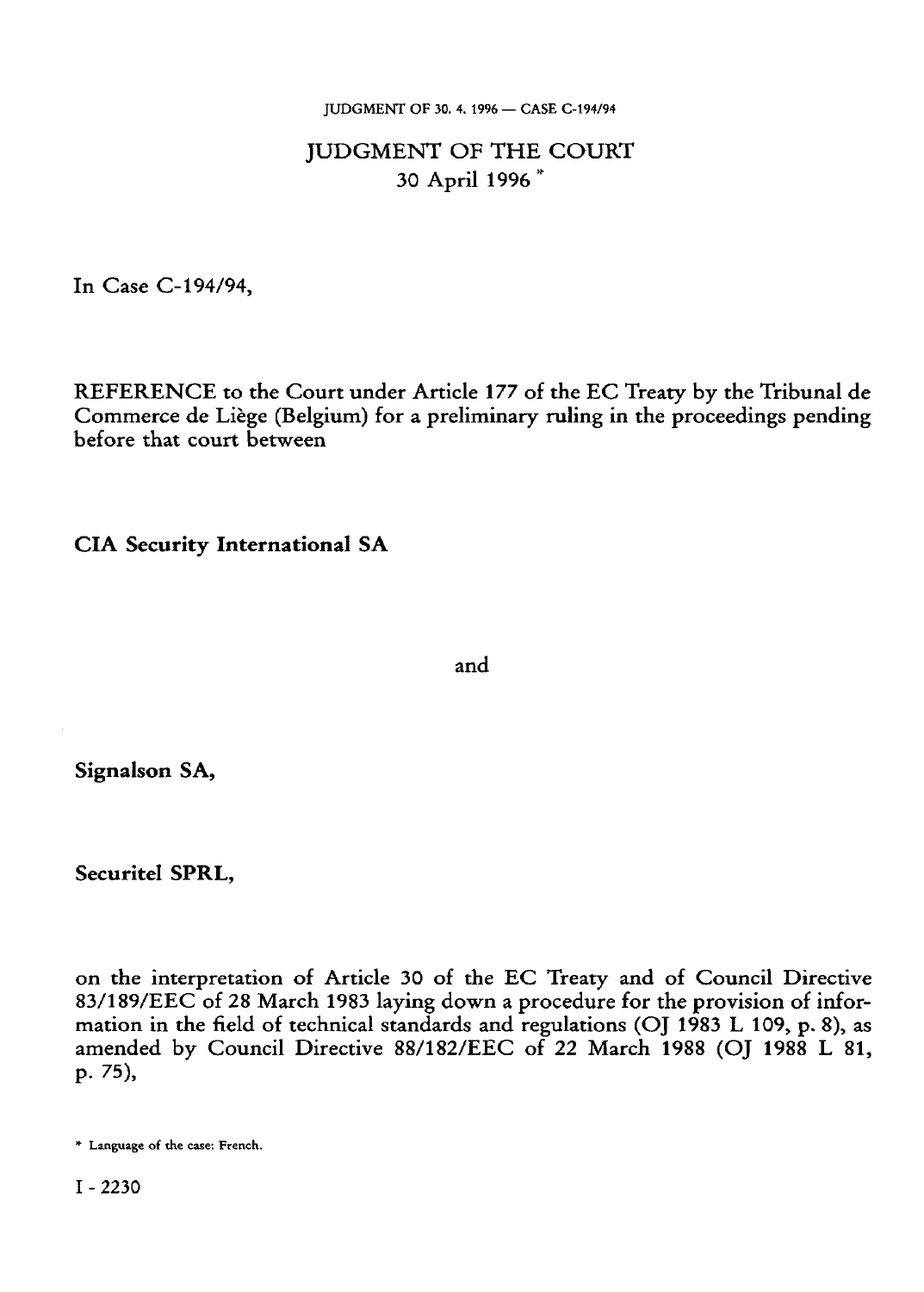# JUDGMENT OF THE COURT
30 April 1996 *

In Case C-194/94,

REFERENCE to the Court under Article 177 of the EC Treaty by the Tribunal de Commerce de Liège (Belgium) for a preliminary ruling in the proceedings pending before that court between

**CIA Security International SA**

and

**Signalson SA,**

**Securitel SPRL,**

on the interpretation of Article 30 of the EC Treaty and of Council Directive 83/189/EEC of 28 March 1983 laying down a procedure for the provision of information in the field of technical standards and regulations (OJ 1983 L 109, p. 8), as amended by Council Directive 88/182/EEC of 22 March 1988 (OJ 1988 L 81, p. 75),

* Language of the case: French.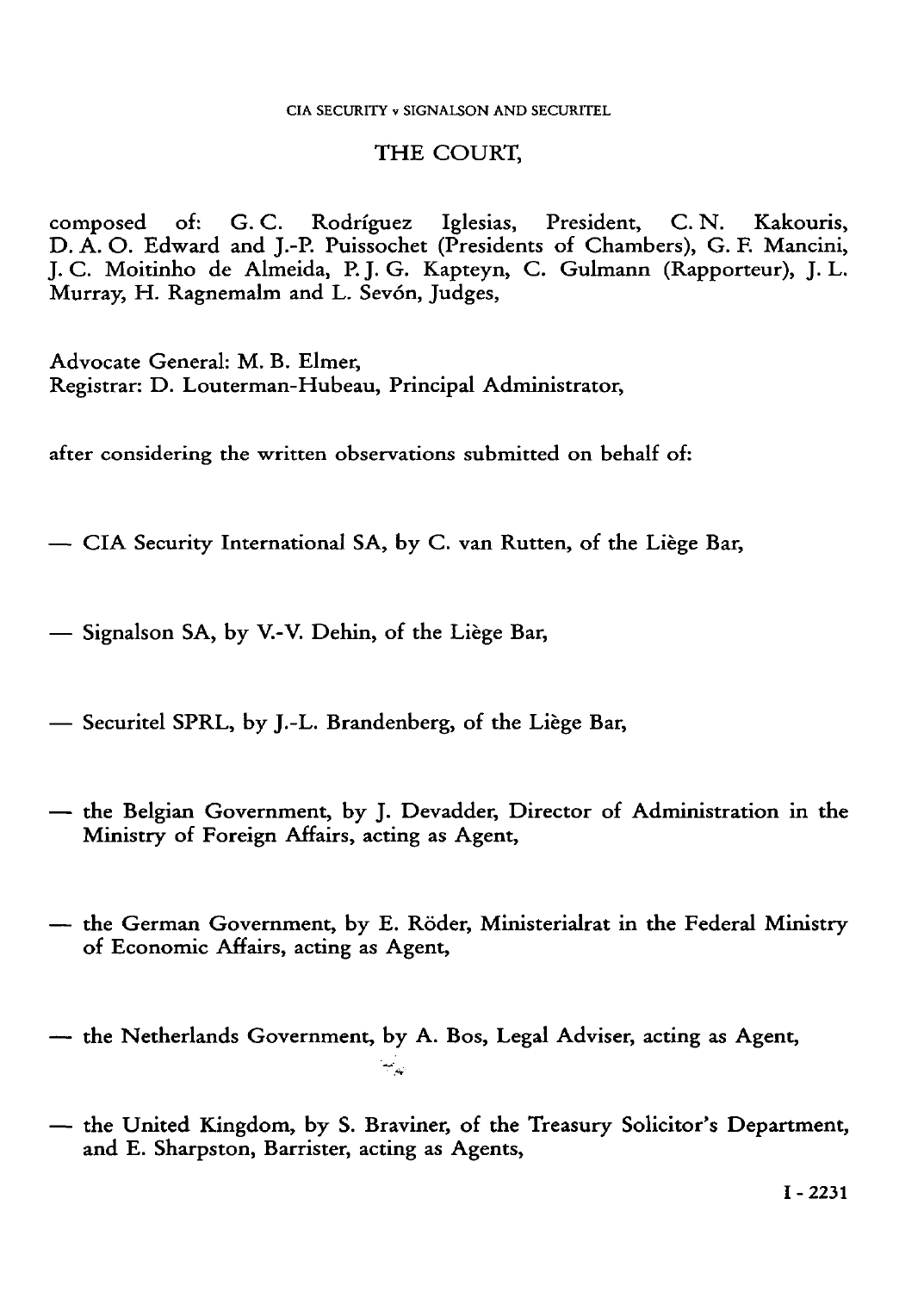THE COURT,

composed of: G. C. Rodríguez Iglesias, President, C. N. Kakouris, D. A. O. Edward and J.-P. Puissochet (Presidents of Chambers), G. F. Mancini, J. C. Moitinho de Almeida, P. J. G. Kapteyn, C. Gulmann (Rapporteur), J. L. Murray, H. Ragnemalm and L. Sevón, Judges,

Advocate General: M. B. Elmer,
Registrar: D. Louterman-Hubeau, Principal Administrator,

after considering the written observations submitted on behalf of:

— CIA Security International SA, by C. van Rutten, of the Liège Bar,

— Signalson SA, by V.-V. Dehin, of the Liège Bar,

— Securitel SPRL, by J.-L. Brandenberg, of the Liège Bar,

— the Belgian Government, by J. Devadder, Director of Administration in the Ministry of Foreign Affairs, acting as Agent,

— the German Government, by E. Röder, Ministerialrat in the Federal Ministry of Economic Affairs, acting as Agent,

— the Netherlands Government, by A. Bos, Legal Adviser, acting as Agent,

— the United Kingdom, by S. Braviner, of the Treasury Solicitor's Department, and E. Sharpston, Barrister, acting as Agents,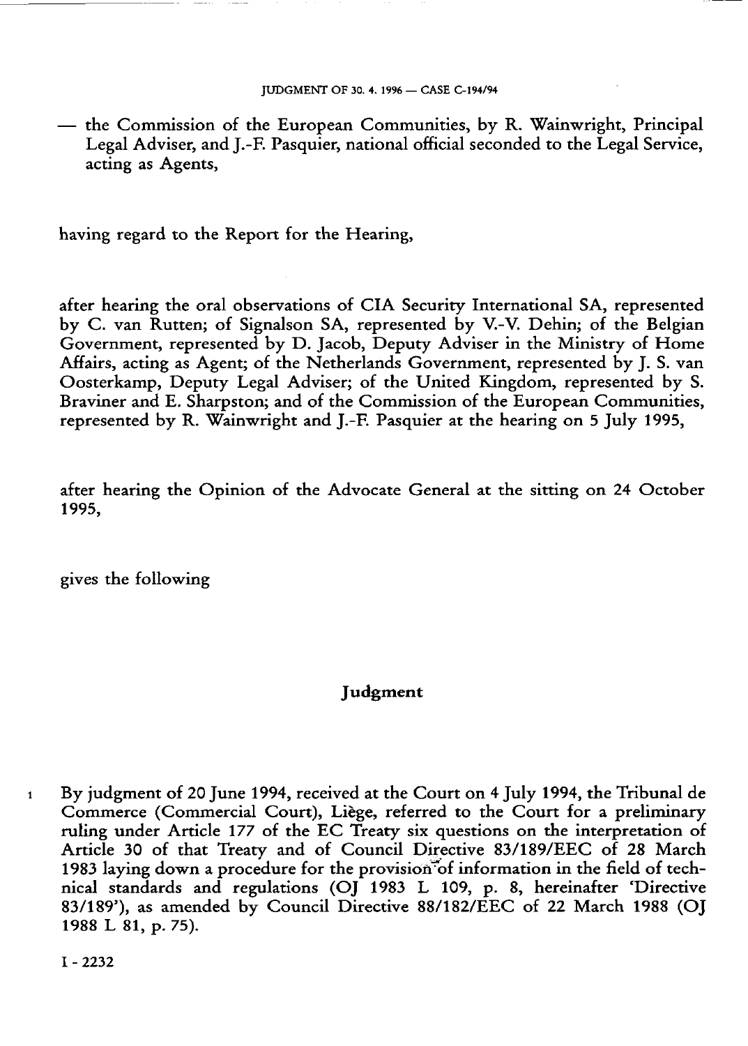— the Commission of the European Communities, by R. Wainwright, Principal Legal Adviser, and J.-F. Pasquier, national official seconded to the Legal Service, acting as Agents,

having regard to the Report for the Hearing,

after hearing the oral observations of CIA Security International SA, represented by C. van Rutten; of Signalson SA, represented by V.-V. Dehin; of the Belgian Government, represented by D. Jacob, Deputy Adviser in the Ministry of Home Affairs, acting as Agent; of the Netherlands Government, represented by J. S. van Oosterkamp, Deputy Legal Adviser; of the United Kingdom, represented by S. Braviner and E. Sharpston; and of the Commission of the European Communities, represented by R. Wainwright and J.-F. Pasquier at the hearing on 5 July 1995,

after hearing the Opinion of the Advocate General at the sitting on 24 October 1995,

gives the following

## Judgment

1 By judgment of 20 June 1994, received at the Court on 4 July 1994, the Tribunal de Commerce (Commercial Court), Liège, referred to the Court for a preliminary ruling under Article 177 of the EC Treaty six questions on the interpretation of Article 30 of that Treaty and of Council Directive 83/189/EEC of 28 March 1983 laying down a procedure for the provision of information in the field of technical standards and regulations (OJ 1983 L 109, p. 8, hereinafter 'Directive 83/189'), as amended by Council Directive 88/182/EEC of 22 March 1988 (OJ 1988 L 81, p. 75).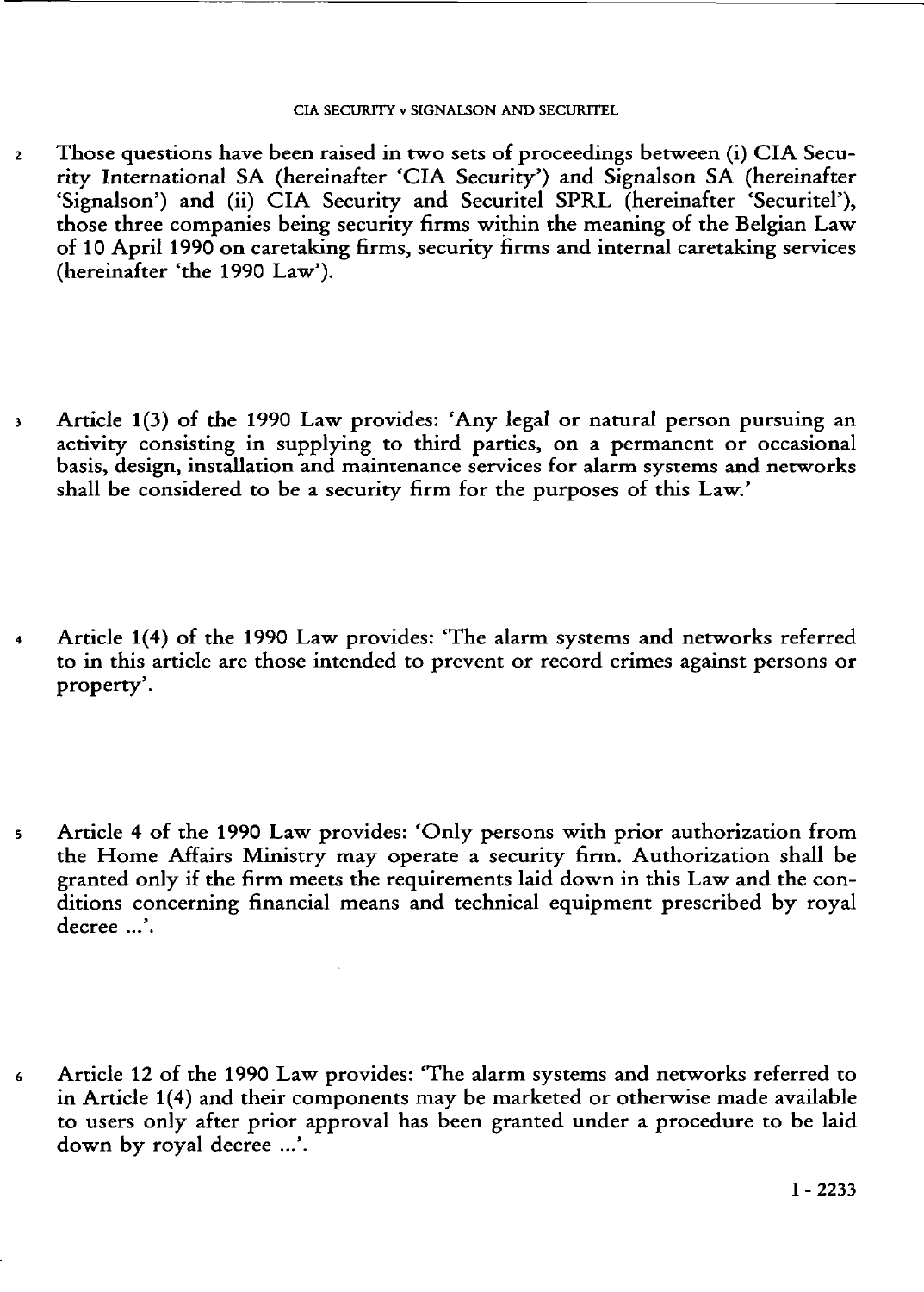2 Those questions have been raised in two sets of proceedings between (i) CIA Security International SA (hereinafter 'CIA Security') and Signalson SA (hereinafter 'Signalson') and (ii) CIA Security and Securitel SPRL (hereinafter 'Securitel'), those three companies being security firms within the meaning of the Belgian Law of 10 April 1990 on caretaking firms, security firms and internal caretaking services (hereinafter 'the 1990 Law').

3 Article 1(3) of the 1990 Law provides: 'Any legal or natural person pursuing an activity consisting in supplying to third parties, on a permanent or occasional basis, design, installation and maintenance services for alarm systems and networks shall be considered to be a security firm for the purposes of this Law.'

4 Article 1(4) of the 1990 Law provides: 'The alarm systems and networks referred to in this article are those intended to prevent or record crimes against persons or property'.

5 Article 4 of the 1990 Law provides: 'Only persons with prior authorization from the Home Affairs Ministry may operate a security firm. Authorization shall be granted only if the firm meets the requirements laid down in this Law and the conditions concerning financial means and technical equipment prescribed by royal decree ...'.

6 Article 12 of the 1990 Law provides: 'The alarm systems and networks referred to in Article 1(4) and their components may be marketed or otherwise made available to users only after prior approval has been granted under a procedure to be laid down by royal decree ...'.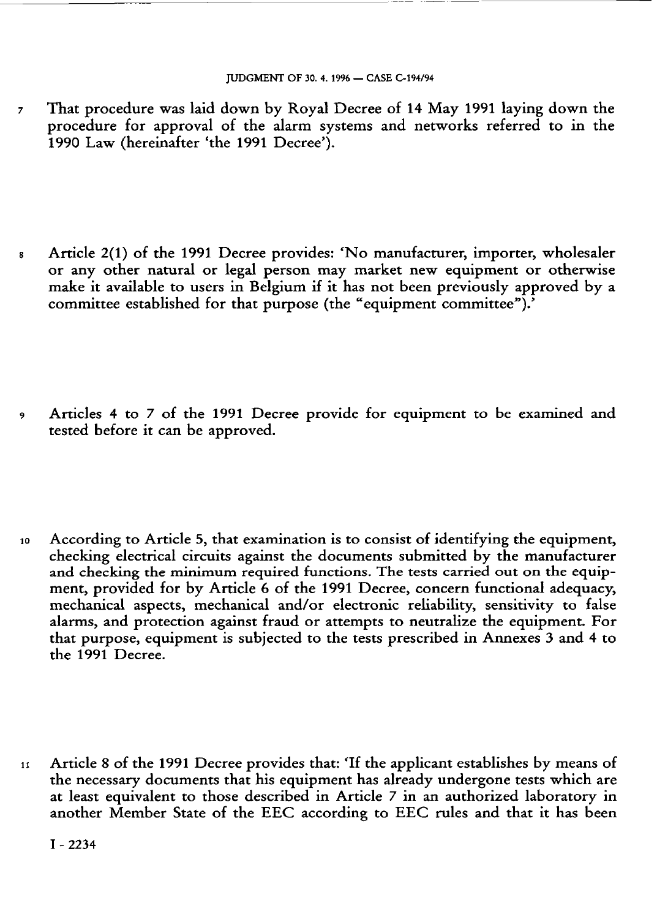7 That procedure was laid down by Royal Decree of 14 May 1991 laying down the procedure for approval of the alarm systems and networks referred to in the 1990 Law (hereinafter 'the 1991 Decree').

8 Article 2(1) of the 1991 Decree provides: 'No manufacturer, importer, wholesaler or any other natural or legal person may market new equipment or otherwise make it available to users in Belgium if it has not been previously approved by a committee established for that purpose (the "equipment committee").'

9 Articles 4 to 7 of the 1991 Decree provide for equipment to be examined and tested before it can be approved.

10 According to Article 5, that examination is to consist of identifying the equipment, checking electrical circuits against the documents submitted by the manufacturer and checking the minimum required functions. The tests carried out on the equipment, provided for by Article 6 of the 1991 Decree, concern functional adequacy, mechanical aspects, mechanical and/or electronic reliability, sensitivity to false alarms, and protection against fraud or attempts to neutralize the equipment. For that purpose, equipment is subjected to the tests prescribed in Annexes 3 and 4 to the 1991 Decree.

11 Article 8 of the 1991 Decree provides that: 'If the applicant establishes by means of the necessary documents that his equipment has already undergone tests which are at least equivalent to those described in Article 7 in an authorized laboratory in another Member State of the EEC according to EEC rules and that it has been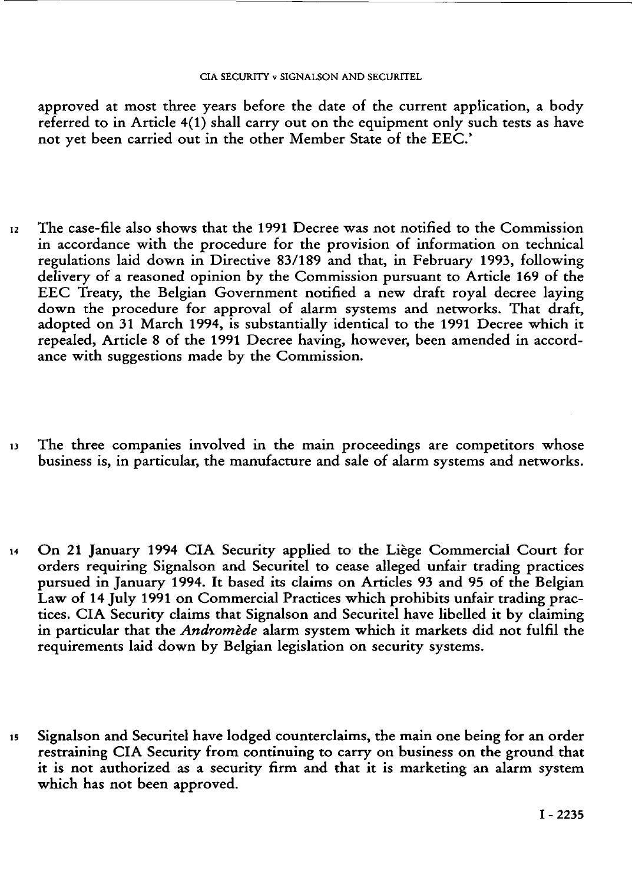approved at most three years before the date of the current application, a body referred to in Article 4(1) shall carry out on the equipment only such tests as have not yet been carried out in the other Member State of the EEC.'

12 The case-file also shows that the 1991 Decree was not notified to the Commission in accordance with the procedure for the provision of information on technical regulations laid down in Directive 83/189 and that, in February 1993, following delivery of a reasoned opinion by the Commission pursuant to Article 169 of the EEC Treaty, the Belgian Government notified a new draft royal decree laying down the procedure for approval of alarm systems and networks. That draft, adopted on 31 March 1994, is substantially identical to the 1991 Decree which it repealed, Article 8 of the 1991 Decree having, however, been amended in accordance with suggestions made by the Commission.

13 The three companies involved in the main proceedings are competitors whose business is, in particular, the manufacture and sale of alarm systems and networks.

14 On 21 January 1994 CIA Security applied to the Liège Commercial Court for orders requiring Signalson and Securitel to cease alleged unfair trading practices pursued in January 1994. It based its claims on Articles 93 and 95 of the Belgian Law of 14 July 1991 on Commercial Practices which prohibits unfair trading practices. CIA Security claims that Signalson and Securitel have libelled it by claiming in particular that the *Andromède* alarm system which it markets did not fulfil the requirements laid down by Belgian legislation on security systems.

15 Signalson and Securitel have lodged counterclaims, the main one being for an order restraining CIA Security from continuing to carry on business on the ground that it is not authorized as a security firm and that it is marketing an alarm system which has not been approved.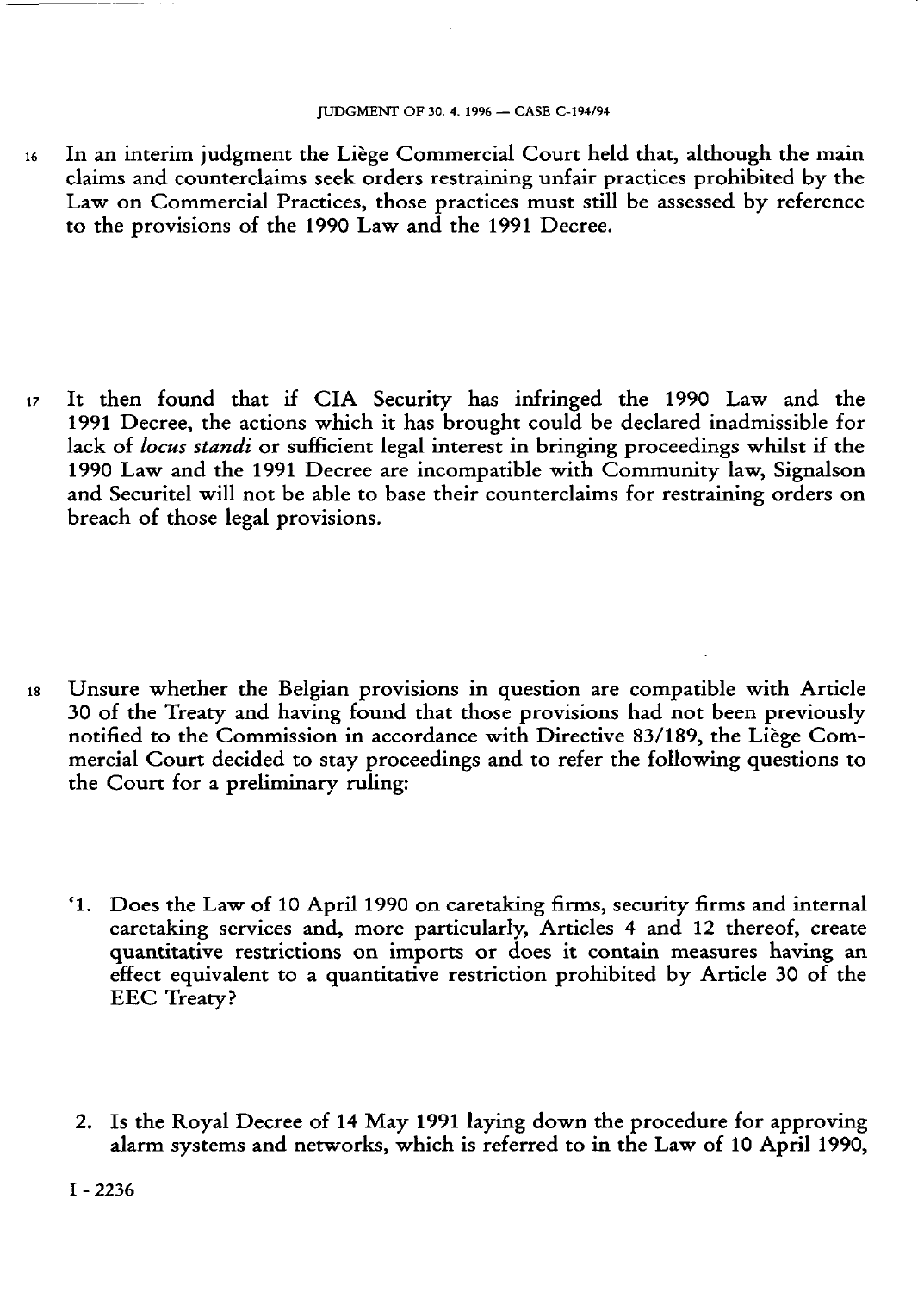16 In an interim judgment the Liège Commercial Court held that, although the main claims and counterclaims seek orders restraining unfair practices prohibited by the Law on Commercial Practices, those practices must still be assessed by reference to the provisions of the 1990 Law and the 1991 Decree.

17 It then found that if CIA Security has infringed the 1990 Law and the 1991 Decree, the actions which it has brought could be declared inadmissible for lack of *locus standi* or sufficient legal interest in bringing proceedings whilst if the 1990 Law and the 1991 Decree are incompatible with Community law, Signalson and Securitel will not be able to base their counterclaims for restraining orders on breach of those legal provisions.

18 Unsure whether the Belgian provisions in question are compatible with Article 30 of the Treaty and having found that those provisions had not been previously notified to the Commission in accordance with Directive 83/189, the Liège Commercial Court decided to stay proceedings and to refer the following questions to the Court for a preliminary ruling:

'1. Does the Law of 10 April 1990 on caretaking firms, security firms and internal caretaking services and, more particularly, Articles 4 and 12 thereof, create quantitative restrictions on imports or does it contain measures having an effect equivalent to a quantitative restriction prohibited by Article 30 of the EEC Treaty?

2. Is the Royal Decree of 14 May 1991 laying down the procedure for approving alarm systems and networks, which is referred to in the Law of 10 April 1990,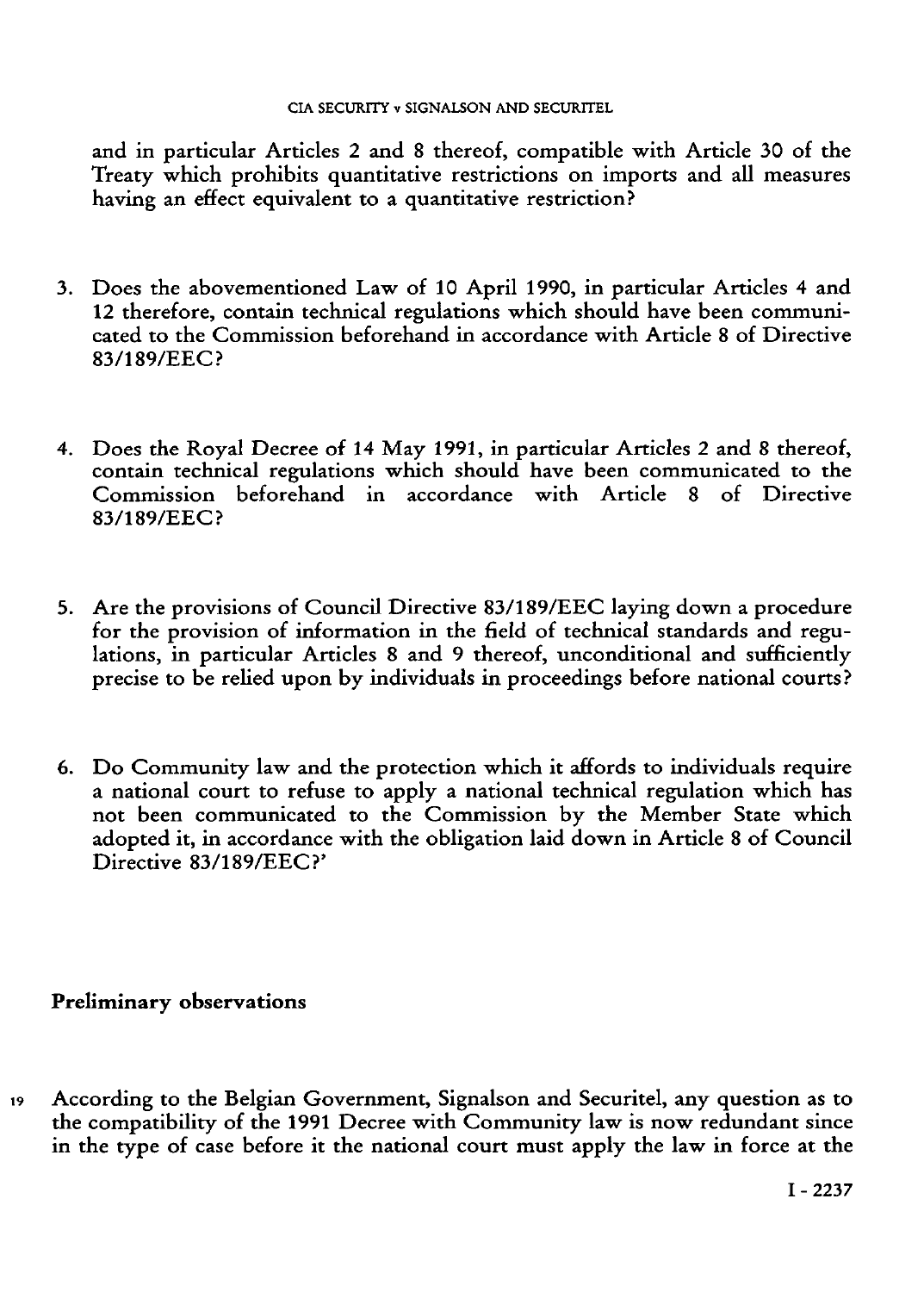and in particular Articles 2 and 8 thereof, compatible with Article 30 of the Treaty which prohibits quantitative restrictions on imports and all measures having an effect equivalent to a quantitative restriction?

3. Does the abovementioned Law of 10 April 1990, in particular Articles 4 and 12 therefore, contain technical regulations which should have been communicated to the Commission beforehand in accordance with Article 8 of Directive 83/189/EEC?

4. Does the Royal Decree of 14 May 1991, in particular Articles 2 and 8 thereof, contain technical regulations which should have been communicated to the Commission beforehand in accordance with Article 8 of Directive 83/189/EEC?

5. Are the provisions of Council Directive 83/189/EEC laying down a procedure for the provision of information in the field of technical standards and regulations, in particular Articles 8 and 9 thereof, unconditional and sufficiently precise to be relied upon by individuals in proceedings before national courts?

6. Do Community law and the protection which it affords to individuals require a national court to refuse to apply a national technical regulation which has not been communicated to the Commission by the Member State which adopted it, in accordance with the obligation laid down in Article 8 of Council Directive 83/189/EEC?'

**Preliminary observations**

19 According to the Belgian Government, Signalson and Securitel, any question as to the compatibility of the 1991 Decree with Community law is now redundant since in the type of case before it the national court must apply the law in force at the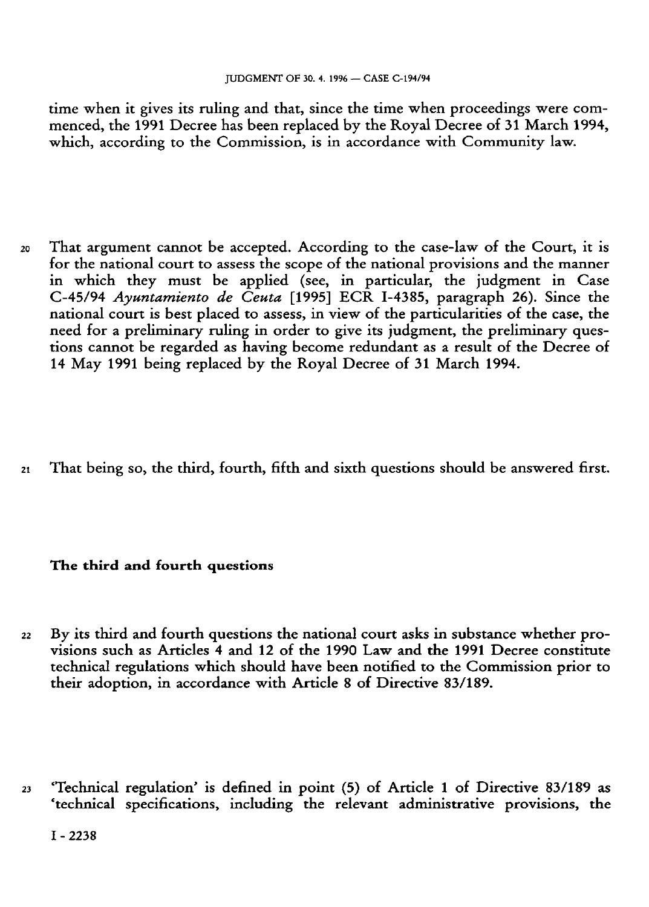time when it gives its ruling and that, since the time when proceedings were commenced, the 1991 Decree has been replaced by the Royal Decree of 31 March 1994, which, according to the Commission, is in accordance with Community law.

20 That argument cannot be accepted. According to the case-law of the Court, it is for the national court to assess the scope of the national provisions and the manner in which they must be applied (see, in particular, the judgment in Case C-45/94 *Ayuntamiento de Ceuta* [1995] ECR I-4385, paragraph 26). Since the national court is best placed to assess, in view of the particularities of the case, the need for a preliminary ruling in order to give its judgment, the preliminary questions cannot be regarded as having become redundant as a result of the Decree of 14 May 1991 being replaced by the Royal Decree of 31 March 1994.

21 That being so, the third, fourth, fifth and sixth questions should be answered first.

**The third and fourth questions**

22 By its third and fourth questions the national court asks in substance whether provisions such as Articles 4 and 12 of the 1990 Law and the 1991 Decree constitute technical regulations which should have been notified to the Commission prior to their adoption, in accordance with Article 8 of Directive 83/189.

23 'Technical regulation' is defined in point (5) of Article 1 of Directive 83/189 as 'technical specifications, including the relevant administrative provisions, the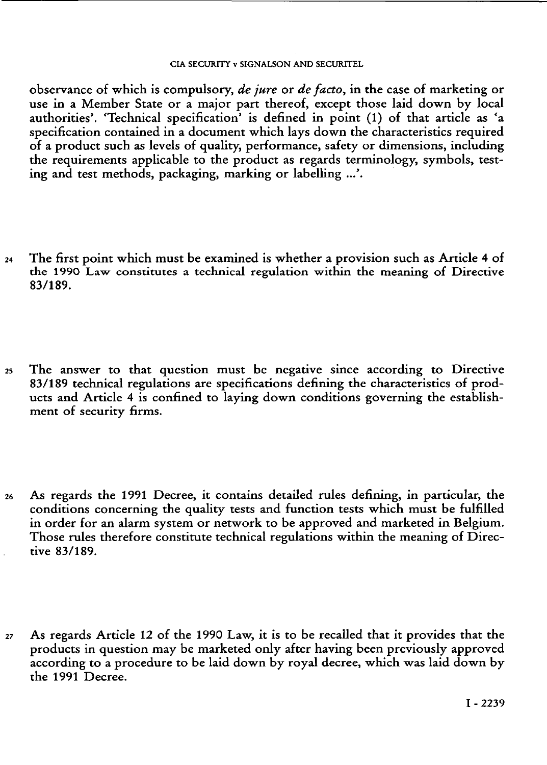observance of which is compulsory, *de jure* or *de facto*, in the case of marketing or use in a Member State or a major part thereof, except those laid down by local authorities'. 'Technical specification' is defined in point (1) of that article as 'a specification contained in a document which lays down the characteristics required of a product such as levels of quality, performance, safety or dimensions, including the requirements applicable to the product as regards terminology, symbols, testing and test methods, packaging, marking or labelling ...'.

24 The first point which must be examined is whether a provision such as Article 4 of the 1990 Law constitutes a technical regulation within the meaning of Directive 83/189.

25 The answer to that question must be negative since according to Directive 83/189 technical regulations are specifications defining the characteristics of products and Article 4 is confined to laying down conditions governing the establishment of security firms.

26 As regards the 1991 Decree, it contains detailed rules defining, in particular, the conditions concerning the quality tests and function tests which must be fulfilled in order for an alarm system or network to be approved and marketed in Belgium. Those rules therefore constitute technical regulations within the meaning of Directive 83/189.

27 As regards Article 12 of the 1990 Law, it is to be recalled that it provides that the products in question may be marketed only after having been previously approved according to a procedure to be laid down by royal decree, which was laid down by the 1991 Decree.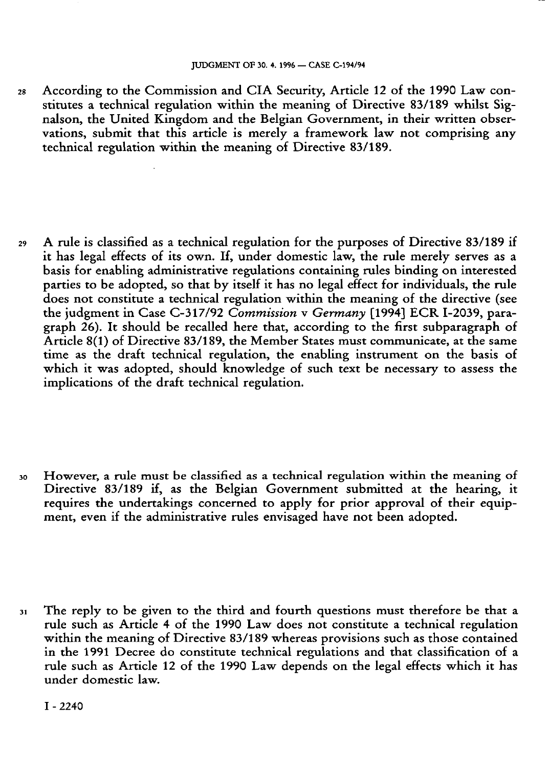28 According to the Commission and CIA Security, Article 12 of the 1990 Law constitutes a technical regulation within the meaning of Directive 83/189 whilst Signalson, the United Kingdom and the Belgian Government, in their written observations, submit that this article is merely a framework law not comprising any technical regulation within the meaning of Directive 83/189.

29 A rule is classified as a technical regulation for the purposes of Directive 83/189 if it has legal effects of its own. If, under domestic law, the rule merely serves as a basis for enabling administrative regulations containing rules binding on interested parties to be adopted, so that by itself it has no legal effect for individuals, the rule does not constitute a technical regulation within the meaning of the directive (see the judgment in Case C-317/92 *Commission* v *Germany* [1994] ECR I-2039, paragraph 26). It should be recalled here that, according to the first subparagraph of Article 8(1) of Directive 83/189, the Member States must communicate, at the same time as the draft technical regulation, the enabling instrument on the basis of which it was adopted, should knowledge of such text be necessary to assess the implications of the draft technical regulation.

30 However, a rule must be classified as a technical regulation within the meaning of Directive 83/189 if, as the Belgian Government submitted at the hearing, it requires the undertakings concerned to apply for prior approval of their equipment, even if the administrative rules envisaged have not been adopted.

31 The reply to be given to the third and fourth questions must therefore be that a rule such as Article 4 of the 1990 Law does not constitute a technical regulation within the meaning of Directive 83/189 whereas provisions such as those contained in the 1991 Decree do constitute technical regulations and that classification of a rule such as Article 12 of the 1990 Law depends on the legal effects which it has under domestic law.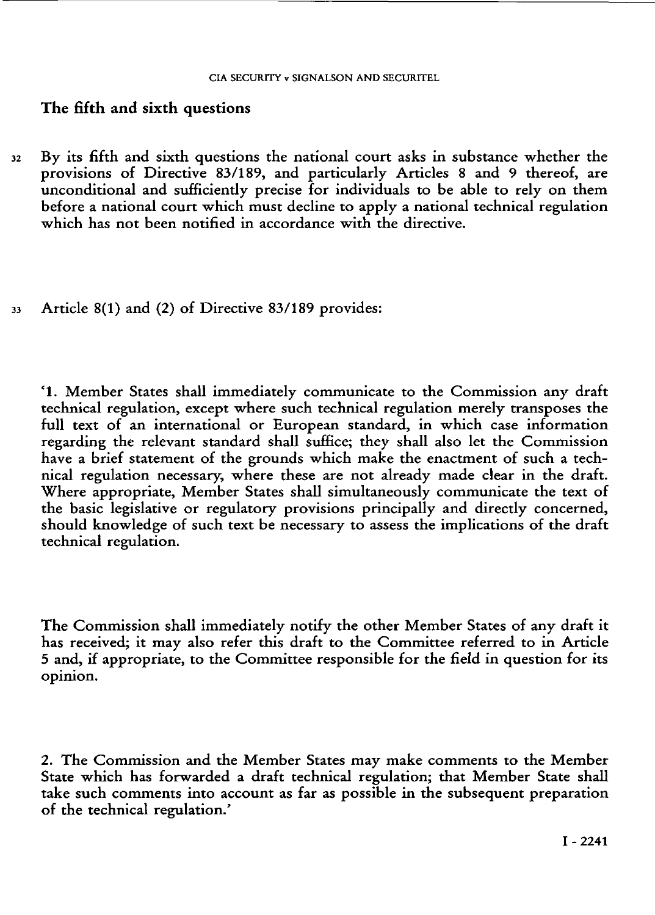## The fifth and sixth questions

32 By its fifth and sixth questions the national court asks in substance whether the provisions of Directive 83/189, and particularly Articles 8 and 9 thereof, are unconditional and sufficiently precise for individuals to be able to rely on them before a national court which must decline to apply a national technical regulation which has not been notified in accordance with the directive.

33 Article 8(1) and (2) of Directive 83/189 provides:

'1. Member States shall immediately communicate to the Commission any draft technical regulation, except where such technical regulation merely transposes the full text of an international or European standard, in which case information regarding the relevant standard shall suffice; they shall also let the Commission have a brief statement of the grounds which make the enactment of such a technical regulation necessary, where these are not already made clear in the draft. Where appropriate, Member States shall simultaneously communicate the text of the basic legislative or regulatory provisions principally and directly concerned, should knowledge of such text be necessary to assess the implications of the draft technical regulation.

The Commission shall immediately notify the other Member States of any draft it has received; it may also refer this draft to the Committee referred to in Article 5 and, if appropriate, to the Committee responsible for the field in question for its opinion.

2. The Commission and the Member States may make comments to the Member State which has forwarded a draft technical regulation; that Member State shall take such comments into account as far as possible in the subsequent preparation of the technical regulation.'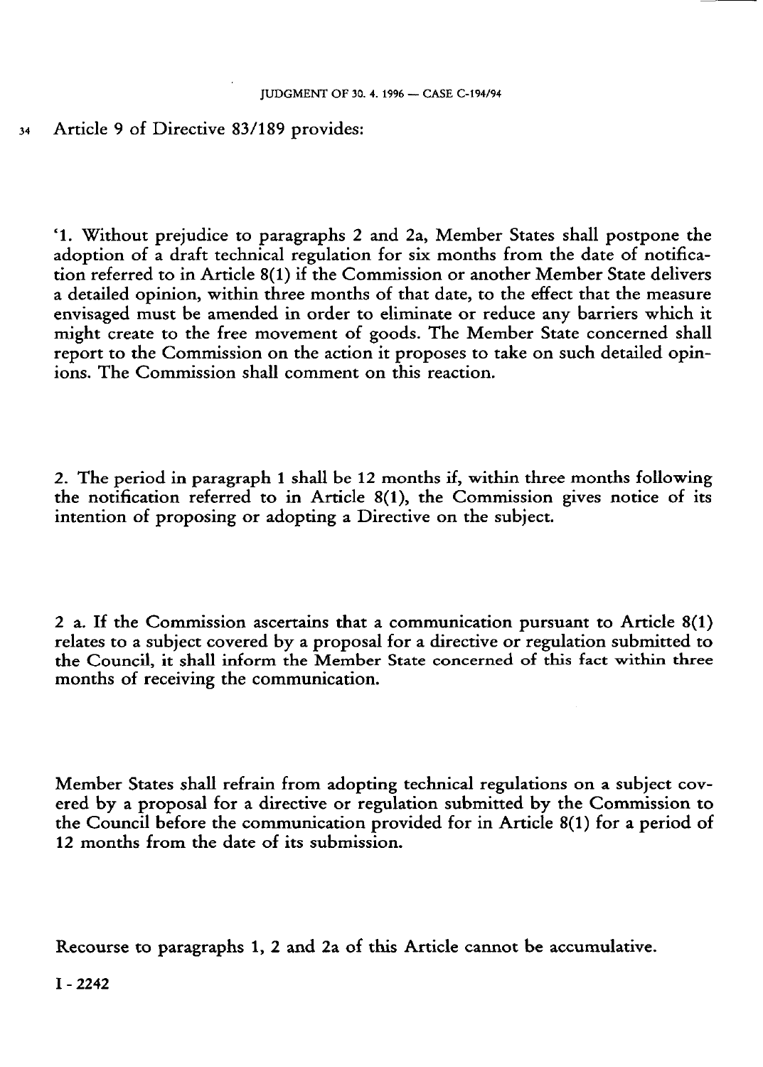34 Article 9 of Directive 83/189 provides:

'1. Without prejudice to paragraphs 2 and 2a, Member States shall postpone the adoption of a draft technical regulation for six months from the date of notification referred to in Article 8(1) if the Commission or another Member State delivers a detailed opinion, within three months of that date, to the effect that the measure envisaged must be amended in order to eliminate or reduce any barriers which it might create to the free movement of goods. The Member State concerned shall report to the Commission on the action it proposes to take on such detailed opinions. The Commission shall comment on this reaction.

2. The period in paragraph 1 shall be 12 months if, within three months following the notification referred to in Article 8(1), the Commission gives notice of its intention of proposing or adopting a Directive on the subject.

2 a. If the Commission ascertains that a communication pursuant to Article 8(1) relates to a subject covered by a proposal for a directive or regulation submitted to the Council, it shall inform the Member State concerned of this fact within three months of receiving the communication.

Member States shall refrain from adopting technical regulations on a subject covered by a proposal for a directive or regulation submitted by the Commission to the Council before the communication provided for in Article 8(1) for a period of 12 months from the date of its submission.

Recourse to paragraphs 1, 2 and 2a of this Article cannot be accumulative.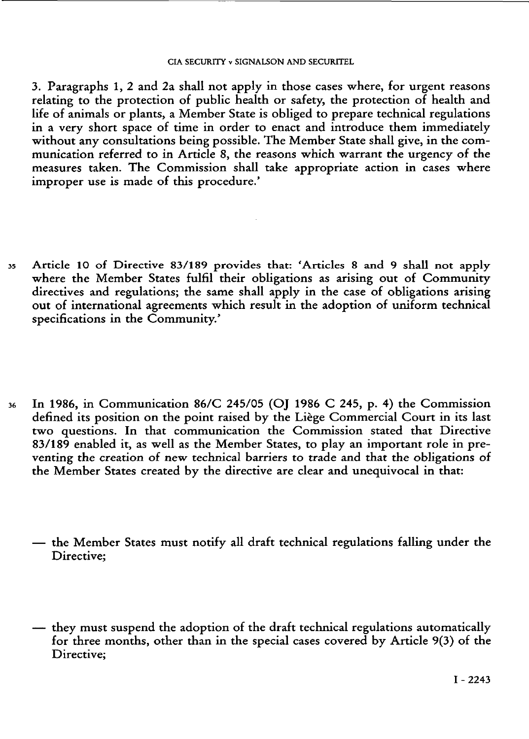3. Paragraphs 1, 2 and 2a shall not apply in those cases where, for urgent reasons relating to the protection of public health or safety, the protection of health and life of animals or plants, a Member State is obliged to prepare technical regulations in a very short space of time in order to enact and introduce them immediately without any consultations being possible. The Member State shall give, in the communication referred to in Article 8, the reasons which warrant the urgency of the measures taken. The Commission shall take appropriate action in cases where improper use is made of this procedure.'

35 Article 10 of Directive 83/189 provides that: 'Articles 8 and 9 shall not apply where the Member States fulfil their obligations as arising out of Community directives and regulations; the same shall apply in the case of obligations arising out of international agreements which result in the adoption of uniform technical specifications in the Community.'

36 In 1986, in Communication 86/C 245/05 (OJ 1986 C 245, p. 4) the Commission defined its position on the point raised by the Liège Commercial Court in its last two questions. In that communication the Commission stated that Directive 83/189 enabled it, as well as the Member States, to play an important role in preventing the creation of new technical barriers to trade and that the obligations of the Member States created by the directive are clear and unequivocal in that:

— the Member States must notify all draft technical regulations falling under the Directive;

— they must suspend the adoption of the draft technical regulations automatically for three months, other than in the special cases covered by Article 9(3) of the Directive;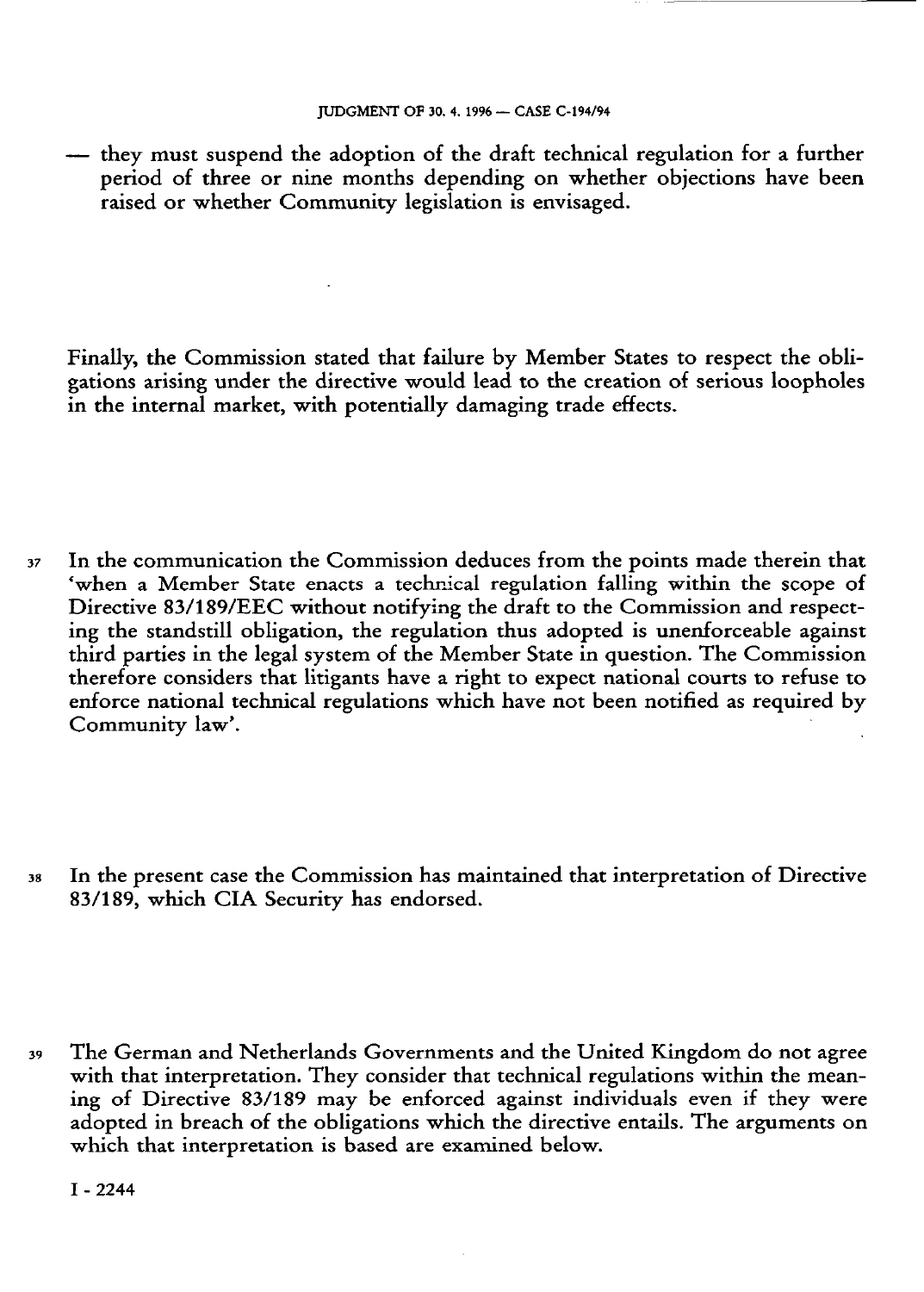— they must suspend the adoption of the draft technical regulation for a further period of three or nine months depending on whether objections have been raised or whether Community legislation is envisaged.

Finally, the Commission stated that failure by Member States to respect the obligations arising under the directive would lead to the creation of serious loopholes in the internal market, with potentially damaging trade effects.

37 In the communication the Commission deduces from the points made therein that 'when a Member State enacts a technical regulation falling within the scope of Directive 83/189/EEC without notifying the draft to the Commission and respecting the standstill obligation, the regulation thus adopted is unenforceable against third parties in the legal system of the Member State in question. The Commission therefore considers that litigants have a right to expect national courts to refuse to enforce national technical regulations which have not been notified as required by Community law'.

38 In the present case the Commission has maintained that interpretation of Directive 83/189, which CIA Security has endorsed.

39 The German and Netherlands Governments and the United Kingdom do not agree with that interpretation. They consider that technical regulations within the meaning of Directive 83/189 may be enforced against individuals even if they were adopted in breach of the obligations which the directive entails. The arguments on which that interpretation is based are examined below.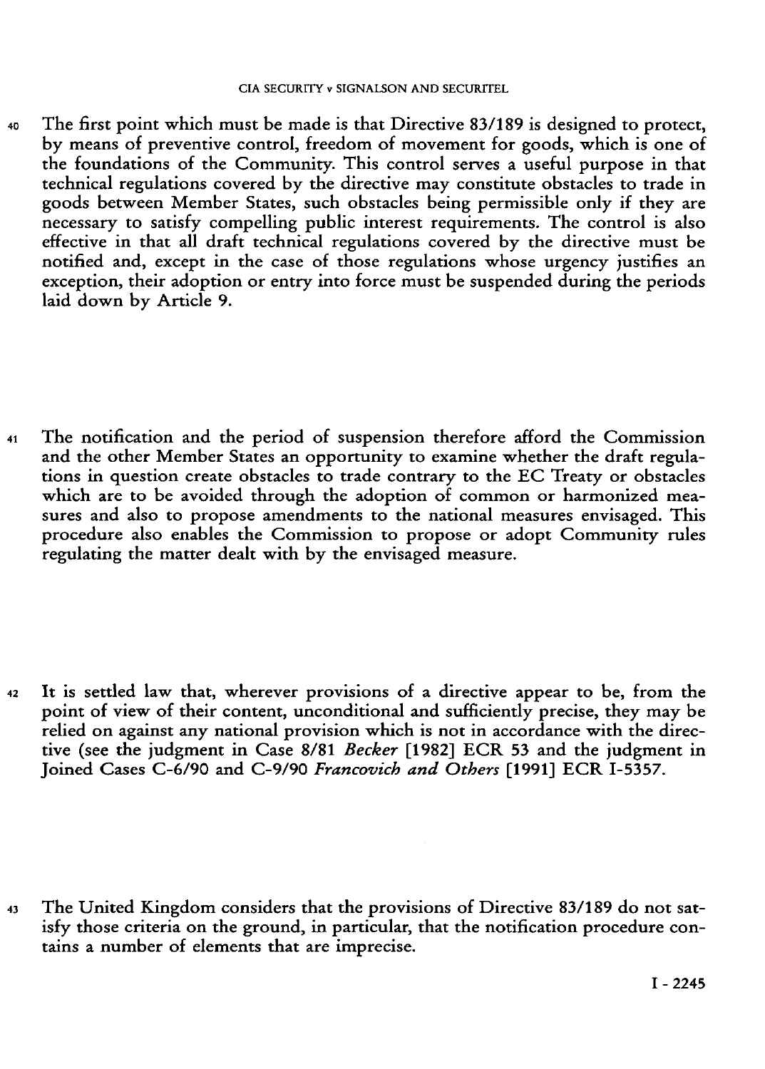40 The first point which must be made is that Directive 83/189 is designed to protect, by means of preventive control, freedom of movement for goods, which is one of the foundations of the Community. This control serves a useful purpose in that technical regulations covered by the directive may constitute obstacles to trade in goods between Member States, such obstacles being permissible only if they are necessary to satisfy compelling public interest requirements. The control is also effective in that all draft technical regulations covered by the directive must be notified and, except in the case of those regulations whose urgency justifies an exception, their adoption or entry into force must be suspended during the periods laid down by Article 9.

41 The notification and the period of suspension therefore afford the Commission and the other Member States an opportunity to examine whether the draft regulations in question create obstacles to trade contrary to the EC Treaty or obstacles which are to be avoided through the adoption of common or harmonized measures and also to propose amendments to the national measures envisaged. This procedure also enables the Commission to propose or adopt Community rules regulating the matter dealt with by the envisaged measure.

42 It is settled law that, wherever provisions of a directive appear to be, from the point of view of their content, unconditional and sufficiently precise, they may be relied on against any national provision which is not in accordance with the directive (see the judgment in Case 8/81 *Becker* [1982] ECR 53 and the judgment in Joined Cases C-6/90 and C-9/90 *Francovich and Others* [1991] ECR I-5357.

43 The United Kingdom considers that the provisions of Directive 83/189 do not satisfy those criteria on the ground, in particular, that the notification procedure contains a number of elements that are imprecise.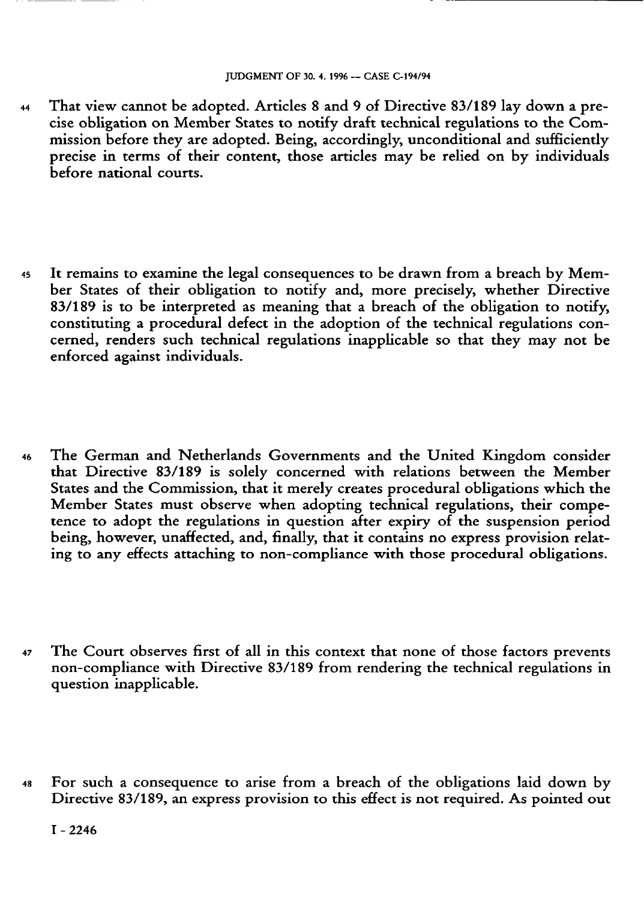44 That view cannot be adopted. Articles 8 and 9 of Directive 83/189 lay down a precise obligation on Member States to notify draft technical regulations to the Commission before they are adopted. Being, accordingly, unconditional and sufficiently precise in terms of their content, those articles may be relied on by individuals before national courts.

45 It remains to examine the legal consequences to be drawn from a breach by Member States of their obligation to notify and, more precisely, whether Directive 83/189 is to be interpreted as meaning that a breach of the obligation to notify, constituting a procedural defect in the adoption of the technical regulations concerned, renders such technical regulations inapplicable so that they may not be enforced against individuals.

46 The German and Netherlands Governments and the United Kingdom consider that Directive 83/189 is solely concerned with relations between the Member States and the Commission, that it merely creates procedural obligations which the Member States must observe when adopting technical regulations, their competence to adopt the regulations in question after expiry of the suspension period being, however, unaffected, and, finally, that it contains no express provision relating to any effects attaching to non-compliance with those procedural obligations.

47 The Court observes first of all in this context that none of those factors prevents non-compliance with Directive 83/189 from rendering the technical regulations in question inapplicable.

48 For such a consequence to arise from a breach of the obligations laid down by Directive 83/189, an express provision to this effect is not required. As pointed out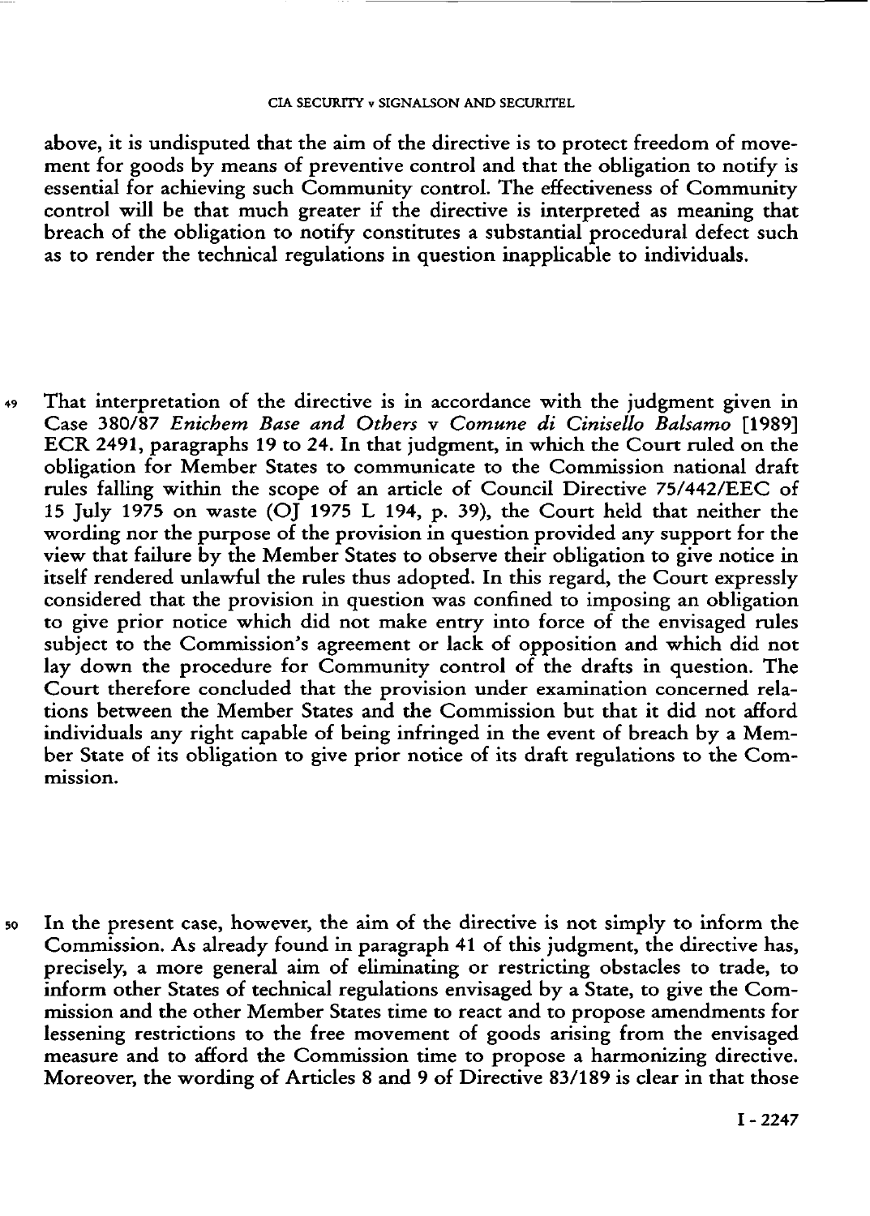above, it is undisputed that the aim of the directive is to protect freedom of movement for goods by means of preventive control and that the obligation to notify is essential for achieving such Community control. The effectiveness of Community control will be that much greater if the directive is interpreted as meaning that breach of the obligation to notify constitutes a substantial procedural defect such as to render the technical regulations in question inapplicable to individuals.

49 That interpretation of the directive is in accordance with the judgment given in Case 380/87 *Enichem Base and Others* v *Comune di Cinisello Balsamo* [1989] ECR 2491, paragraphs 19 to 24. In that judgment, in which the Court ruled on the obligation for Member States to communicate to the Commission national draft rules falling within the scope of an article of Council Directive 75/442/EEC of 15 July 1975 on waste (OJ 1975 L 194, p. 39), the Court held that neither the wording nor the purpose of the provision in question provided any support for the view that failure by the Member States to observe their obligation to give notice in itself rendered unlawful the rules thus adopted. In this regard, the Court expressly considered that the provision in question was confined to imposing an obligation to give prior notice which did not make entry into force of the envisaged rules subject to the Commission's agreement or lack of opposition and which did not lay down the procedure for Community control of the drafts in question. The Court therefore concluded that the provision under examination concerned relations between the Member States and the Commission but that it did not afford individuals any right capable of being infringed in the event of breach by a Member State of its obligation to give prior notice of its draft regulations to the Commission.

50 In the present case, however, the aim of the directive is not simply to inform the Commission. As already found in paragraph 41 of this judgment, the directive has, precisely, a more general aim of eliminating or restricting obstacles to trade, to inform other States of technical regulations envisaged by a State, to give the Commission and the other Member States time to react and to propose amendments for lessening restrictions to the free movement of goods arising from the envisaged measure and to afford the Commission time to propose a harmonizing directive. Moreover, the wording of Articles 8 and 9 of Directive 83/189 is clear in that those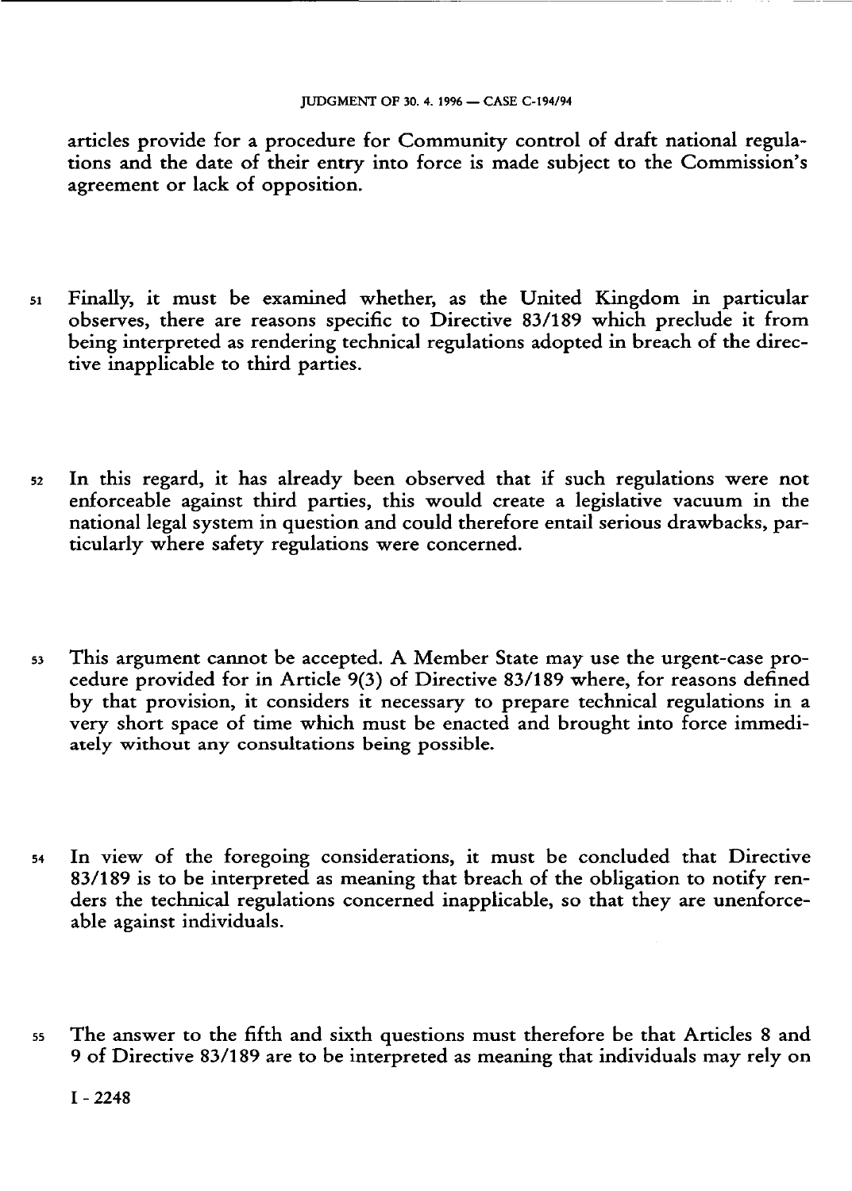articles provide for a procedure for Community control of draft national regulations and the date of their entry into force is made subject to the Commission's agreement or lack of opposition.

51 Finally, it must be examined whether, as the United Kingdom in particular observes, there are reasons specific to Directive 83/189 which preclude it from being interpreted as rendering technical regulations adopted in breach of the directive inapplicable to third parties.

52 In this regard, it has already been observed that if such regulations were not enforceable against third parties, this would create a legislative vacuum in the national legal system in question and could therefore entail serious drawbacks, particularly where safety regulations were concerned.

53 This argument cannot be accepted. A Member State may use the urgent-case procedure provided for in Article 9(3) of Directive 83/189 where, for reasons defined by that provision, it considers it necessary to prepare technical regulations in a very short space of time which must be enacted and brought into force immediately without any consultations being possible.

54 In view of the foregoing considerations, it must be concluded that Directive 83/189 is to be interpreted as meaning that breach of the obligation to notify renders the technical regulations concerned inapplicable, so that they are unenforceable against individuals.

55 The answer to the fifth and sixth questions must therefore be that Articles 8 and 9 of Directive 83/189 are to be interpreted as meaning that individuals may rely on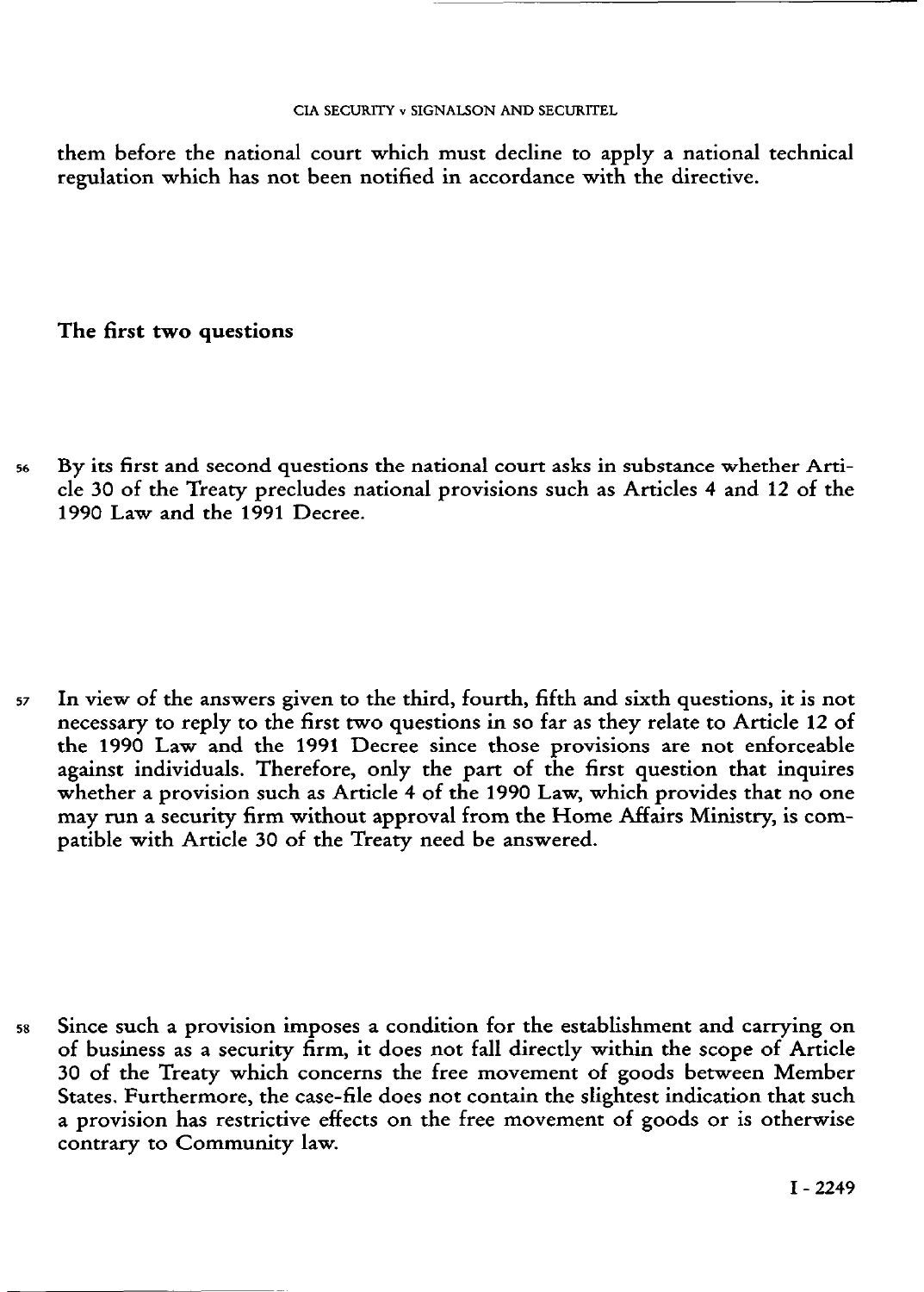them before the national court which must decline to apply a national technical regulation which has not been notified in accordance with the directive.

## The first two questions

56 By its first and second questions the national court asks in substance whether Article 30 of the Treaty precludes national provisions such as Articles 4 and 12 of the 1990 Law and the 1991 Decree.

57 In view of the answers given to the third, fourth, fifth and sixth questions, it is not necessary to reply to the first two questions in so far as they relate to Article 12 of the 1990 Law and the 1991 Decree since those provisions are not enforceable against individuals. Therefore, only the part of the first question that inquires whether a provision such as Article 4 of the 1990 Law, which provides that no one may run a security firm without approval from the Home Affairs Ministry, is compatible with Article 30 of the Treaty need be answered.

58 Since such a provision imposes a condition for the establishment and carrying on of business as a security firm, it does not fall directly within the scope of Article 30 of the Treaty which concerns the free movement of goods between Member States. Furthermore, the case-file does not contain the slightest indication that such a provision has restrictive effects on the free movement of goods or is otherwise contrary to Community law.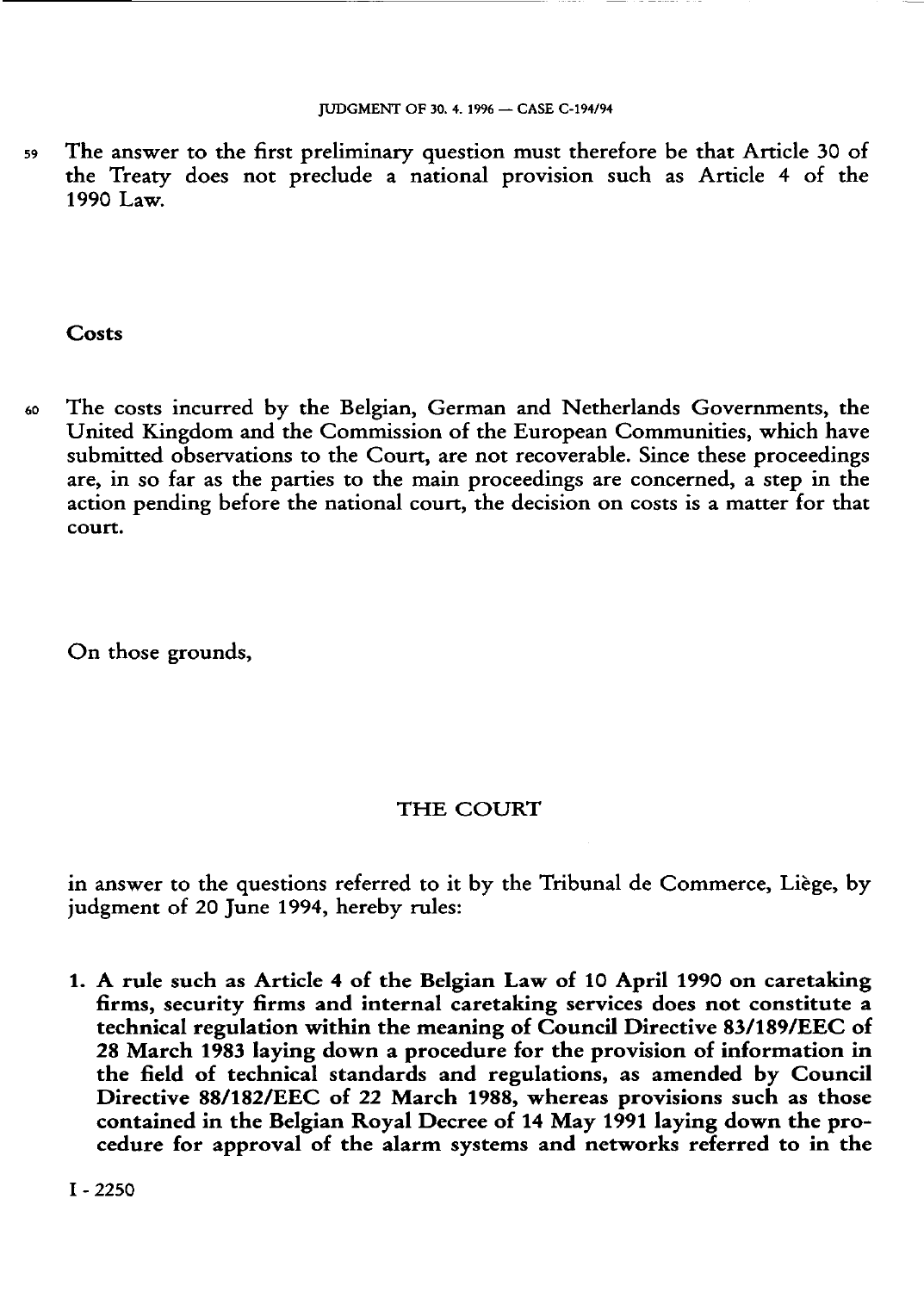59 The answer to the first preliminary question must therefore be that Article 30 of the Treaty does not preclude a national provision such as Article 4 of the 1990 Law.

## Costs

60 The costs incurred by the Belgian, German and Netherlands Governments, the United Kingdom and the Commission of the European Communities, which have submitted observations to the Court, are not recoverable. Since these proceedings are, in so far as the parties to the main proceedings are concerned, a step in the action pending before the national court, the decision on costs is a matter for that court.

On those grounds,

THE COURT

in answer to the questions referred to it by the Tribunal de Commerce, Liège, by judgment of 20 June 1994, hereby rules:

**1. A rule such as Article 4 of the Belgian Law of 10 April 1990 on caretaking firms, security firms and internal caretaking services does not constitute a technical regulation within the meaning of Council Directive 83/189/EEC of 28 March 1983 laying down a procedure for the provision of information in the field of technical standards and regulations, as amended by Council Directive 88/182/EEC of 22 March 1988, whereas provisions such as those contained in the Belgian Royal Decree of 14 May 1991 laying down the procedure for approval of the alarm systems and networks referred to in the**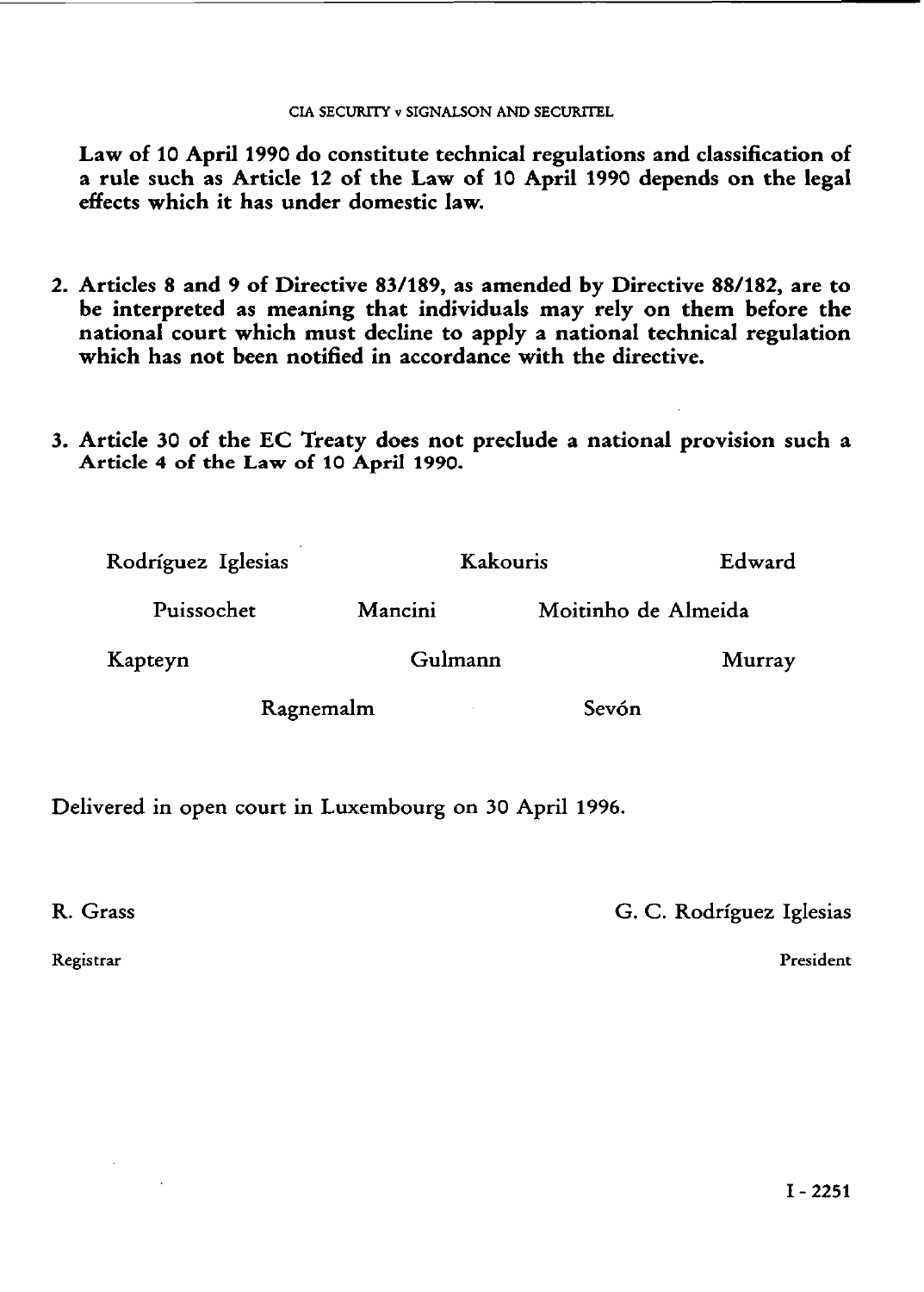**Law of 10 April 1990 do constitute technical regulations and classification of a rule such as Article 12 of the Law of 10 April 1990 depends on the legal effects which it has under domestic law.**

**2. Articles 8 and 9 of Directive 83/189, as amended by Directive 88/182, are to be interpreted as meaning that individuals may rely on them before the national court which must decline to apply a national technical regulation which has not been notified in accordance with the directive.**

**3. Article 30 of the EC Treaty does not preclude a national provision such a Article 4 of the Law of 10 April 1990.**

Rodríguez Iglesias Kakouris Edward

Puissochet Mancini Moitinho de Almeida

Kapteyn Gulmann Murray

Ragnemalm Sevón

Delivered in open court in Luxembourg on 30 April 1996.

R. Grass

Registrar

G. C. Rodríguez Iglesias

President